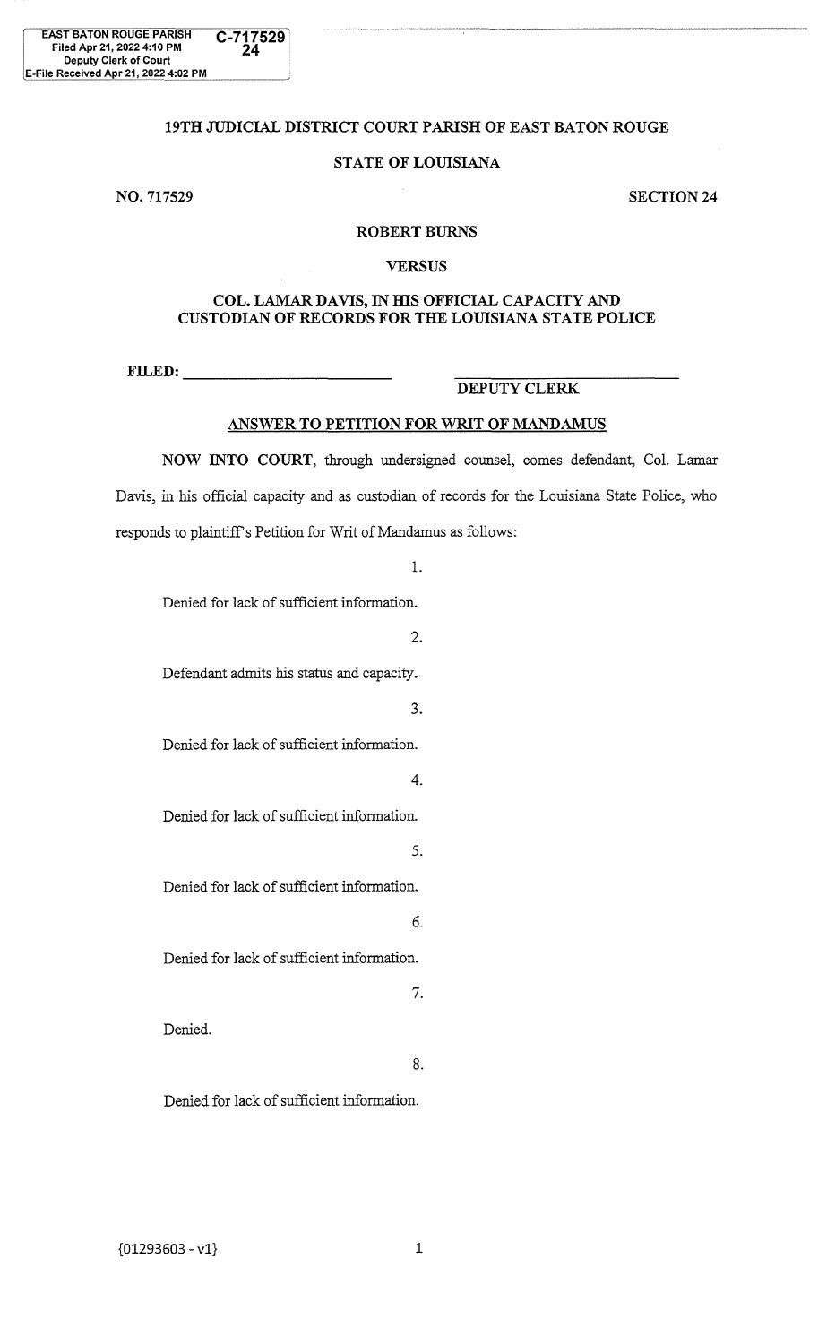EAST BATON ROUGE PARISH
Filed Apr 21, 2022 4:10 PM
Deputy Clerk of Court
E-File Received Apr 21, 2022 4:02 PM

C-717529
24

**19TH JUDICIAL DISTRICT COURT PARISH OF EAST BATON ROUGE**

**STATE OF LOUISIANA**

**NO. 717529** **SECTION 24**

**ROBERT BURNS**

**VERSUS**

**COL. LAMAR DAVIS, IN HIS OFFICIAL CAPACITY AND CUSTODIAN OF RECORDS FOR THE LOUISIANA STATE POLICE**

**FILED:** ______________________ ______________________
**DEPUTY CLERK**

**ANSWER TO PETITION FOR WRIT OF MANDAMUS**

**NOW INTO COURT**, through undersigned counsel, comes defendant, Col. Lamar Davis, in his official capacity and as custodian of records for the Louisiana State Police, who responds to plaintiff's Petition for Writ of Mandamus as follows:

1.

Denied for lack of sufficient information.

2.

Defendant admits his status and capacity.

3.

Denied for lack of sufficient information.

4.

Denied for lack of sufficient information.

5.

Denied for lack of sufficient information.

6.

Denied for lack of sufficient information.

7.

Denied.

8.

Denied for lack of sufficient information.

{01293603 - v1}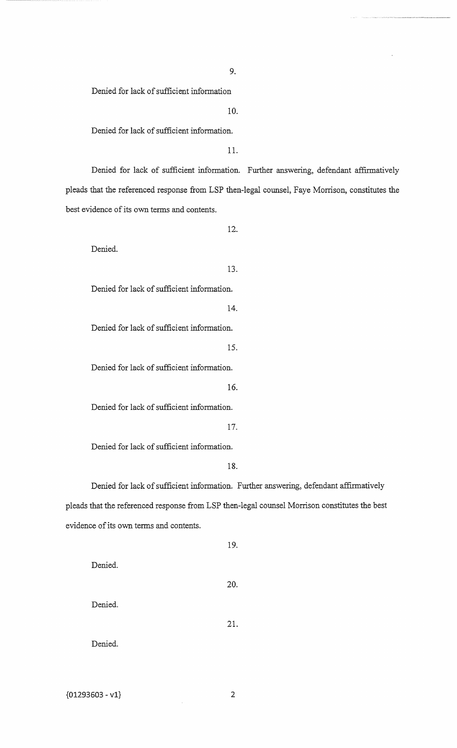9.

Denied for lack of sufficient information

10.

Denied for lack of sufficient information.

11.

Denied for lack of sufficient information. Further answering, defendant affirmatively pleads that the referenced response from LSP then-legal counsel, Faye Morrison, constitutes the best evidence of its own terms and contents.

12.

Denied.

13.

Denied for lack of sufficient information.

14.

Denied for lack of sufficient information.

15.

Denied for lack of sufficient information.

16.

Denied for lack of sufficient information.

17.

Denied for lack of sufficient information.

18.

Denied for lack of sufficient information. Further answering, defendant affirmatively pleads that the referenced response from LSP then-legal counsel Morrison constitutes the best evidence of its own terms and contents.

19.

Denied.

20.

Denied.

21.

Denied.

{01293603 - v1}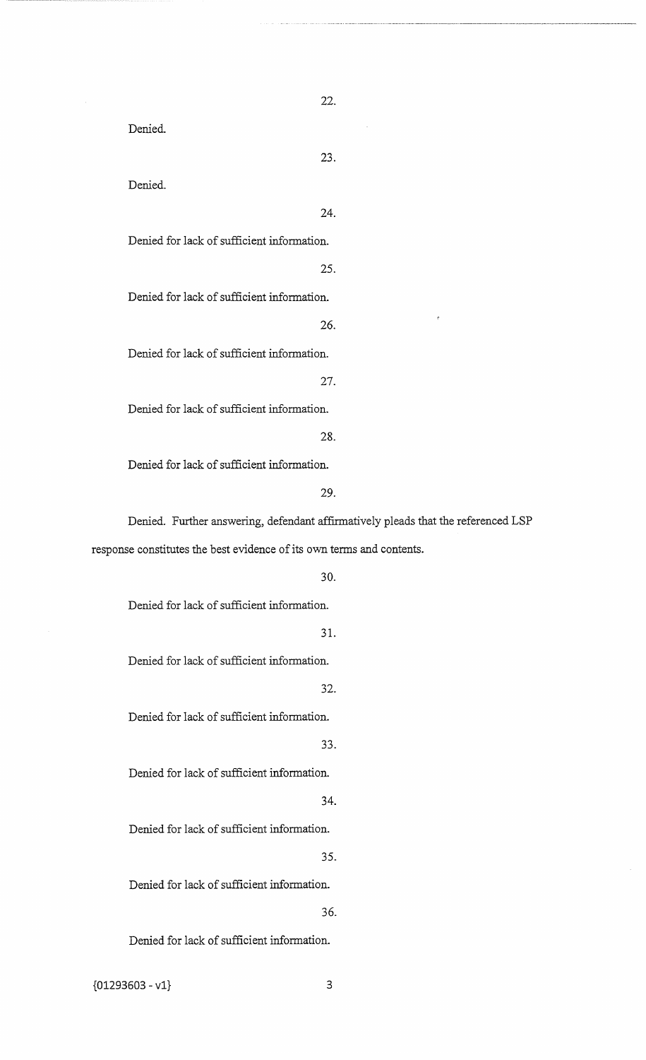22.

Denied.

23.

Denied.

24.

Denied for lack of sufficient information.

25.

Denied for lack of sufficient information.

26.

Denied for lack of sufficient information.

27.

Denied for lack of sufficient information.

28.

Denied for lack of sufficient information.

29.

Denied. Further answering, defendant affirmatively pleads that the referenced LSP response constitutes the best evidence of its own terms and contents.

30.

Denied for lack of sufficient information.

31.

Denied for lack of sufficient information.

32.

Denied for lack of sufficient information.

33.

Denied for lack of sufficient information.

34.

Denied for lack of sufficient information.

35.

Denied for lack of sufficient information.

36.

Denied for lack of sufficient information.

{01293603 - v1}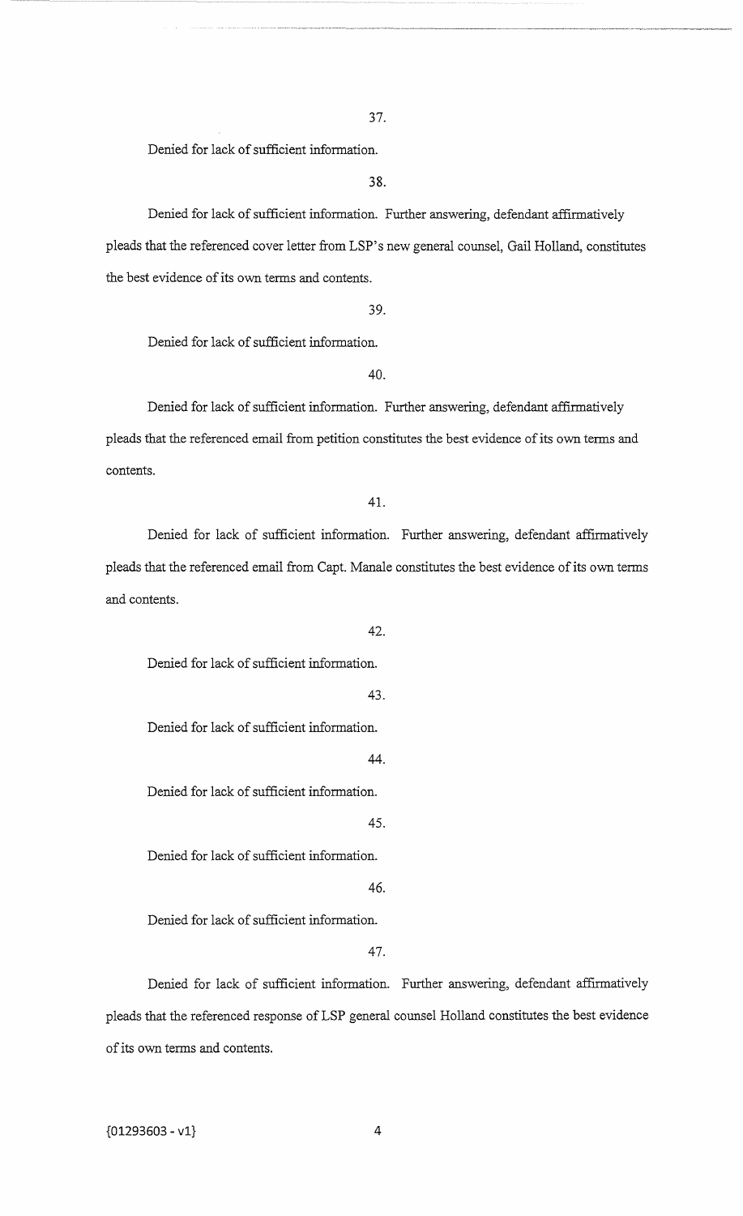37.

Denied for lack of sufficient information.

38.

Denied for lack of sufficient information. Further answering, defendant affirmatively pleads that the referenced cover letter from LSP's new general counsel, Gail Holland, constitutes the best evidence of its own terms and contents.

39.

Denied for lack of sufficient information.

40.

Denied for lack of sufficient information. Further answering, defendant affirmatively pleads that the referenced email from petition constitutes the best evidence of its own terms and contents.

41.

Denied for lack of sufficient information. Further answering, defendant affirmatively pleads that the referenced email from Capt. Manale constitutes the best evidence of its own terms and contents.

42.

Denied for lack of sufficient information.

43.

Denied for lack of sufficient information.

44.

Denied for lack of sufficient information.

45.

Denied for lack of sufficient information.

46.

Denied for lack of sufficient information.

47.

Denied for lack of sufficient information. Further answering, defendant affirmatively pleads that the referenced response of LSP general counsel Holland constitutes the best evidence of its own terms and contents.

{01293603 - v1}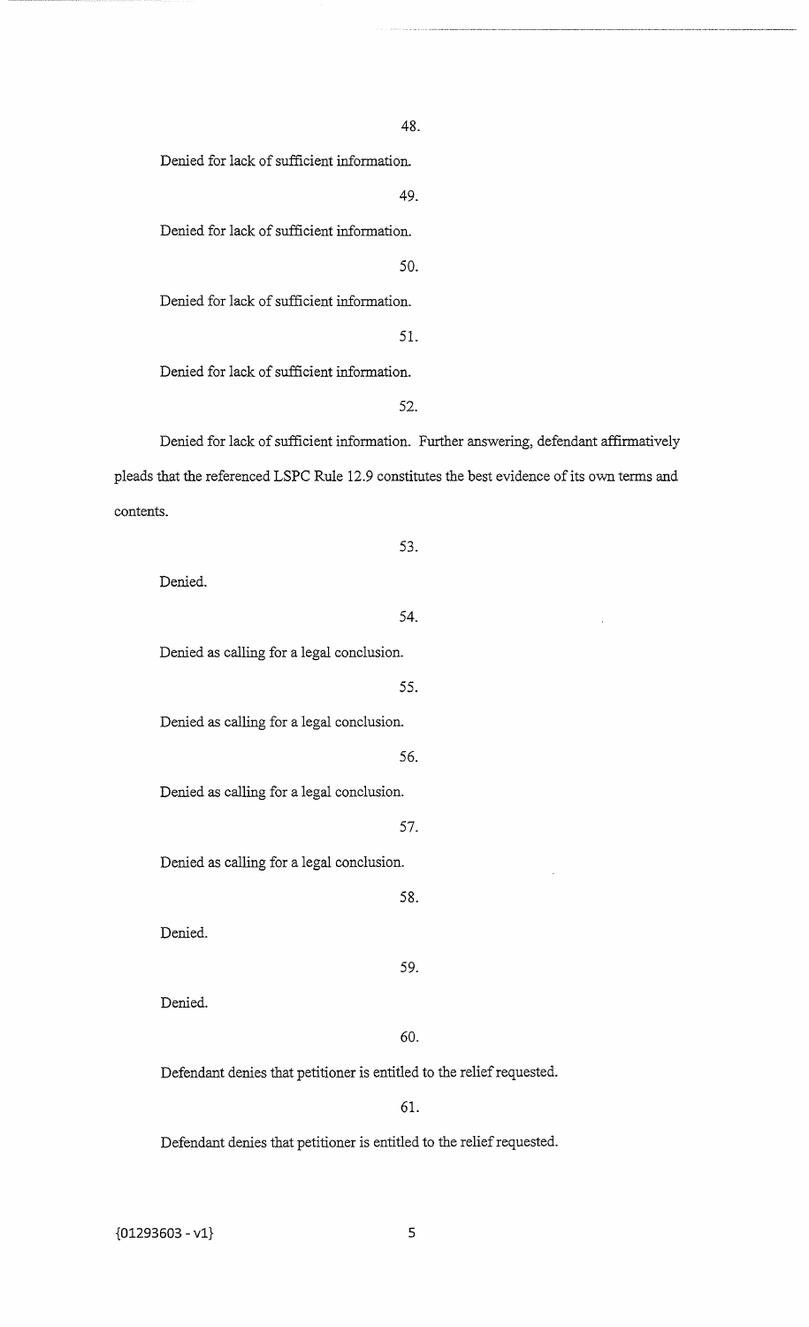48.

Denied for lack of sufficient information.

49.

Denied for lack of sufficient information.

50.

Denied for lack of sufficient information.

51.

Denied for lack of sufficient information.

52.

Denied for lack of sufficient information. Further answering, defendant affirmatively pleads that the referenced LSPC Rule 12.9 constitutes the best evidence of its own terms and contents.

53.

Denied.

54.

Denied as calling for a legal conclusion.

55.

Denied as calling for a legal conclusion.

56.

Denied as calling for a legal conclusion.

57.

Denied as calling for a legal conclusion.

58.

Denied.

59.

Denied.

60.

Defendant denies that petitioner is entitled to the relief requested.

61.

Defendant denies that petitioner is entitled to the relief requested.

{01293603 - v1}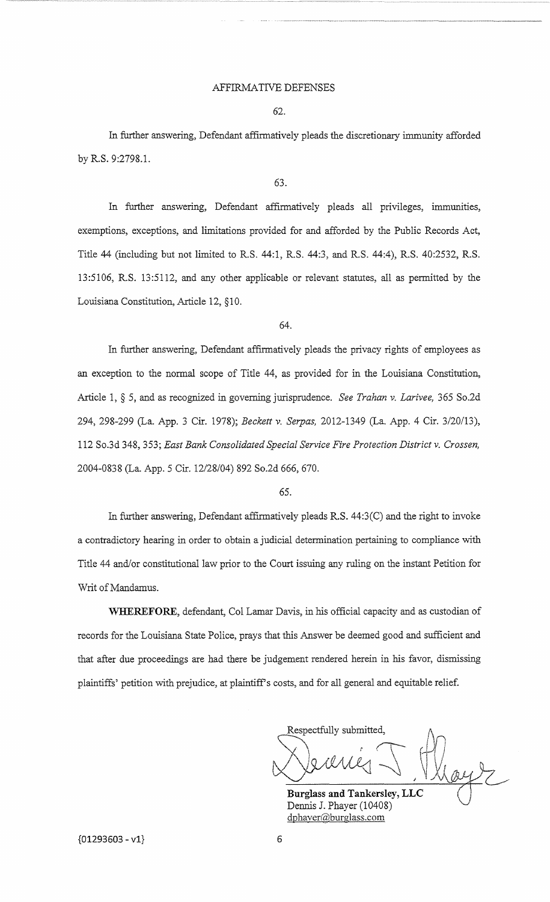## AFFIRMATIVE DEFENSES

62.

In further answering, Defendant affirmatively pleads the discretionary immunity afforded by R.S. 9:2798.1.

63.

In further answering, Defendant affirmatively pleads all privileges, immunities, exemptions, exceptions, and limitations provided for and afforded by the Public Records Act, Title 44 (including but not limited to R.S. 44:1, R.S. 44:3, and R.S. 44:4), R.S. 40:2532, R.S. 13:5106, R.S. 13:5112, and any other applicable or relevant statutes, all as permitted by the Louisiana Constitution, Article 12, §10.

64.

In further answering, Defendant affirmatively pleads the privacy rights of employees as an exception to the normal scope of Title 44, as provided for in the Louisiana Constitution, Article 1, § 5, and as recognized in governing jurisprudence. *See Trahan v. Larivee,* 365 So.2d 294, 298-299 (La. App. 3 Cir. 1978); *Beckett v. Serpas,* 2012-1349 (La. App. 4 Cir. 3/20/13), 112 So.3d 348, 353; *East Bank Consolidated Special Service Fire Protection District v. Crossen,* 2004-0838 (La. App. 5 Cir. 12/28/04) 892 So.2d 666, 670.

65.

In further answering, Defendant affirmatively pleads R.S. 44:3(C) and the right to invoke a contradictory hearing in order to obtain a judicial determination pertaining to compliance with Title 44 and/or constitutional law prior to the Court issuing any ruling on the instant Petition for Writ of Mandamus.

**WHEREFORE,** defendant, Col Lamar Davis, in his official capacity and as custodian of records for the Louisiana State Police, prays that this Answer be deemed good and sufficient and that after due proceedings are had there be judgement rendered herein in his favor, dismissing plaintiffs' petition with prejudice, at plaintiff's costs, and for all general and equitable relief.

Respectfully submitted,

**Burglass and Tankersley, LLC**
Dennis J. Phayer (10408)
dphayer@burglass.com

{01293603 - v1}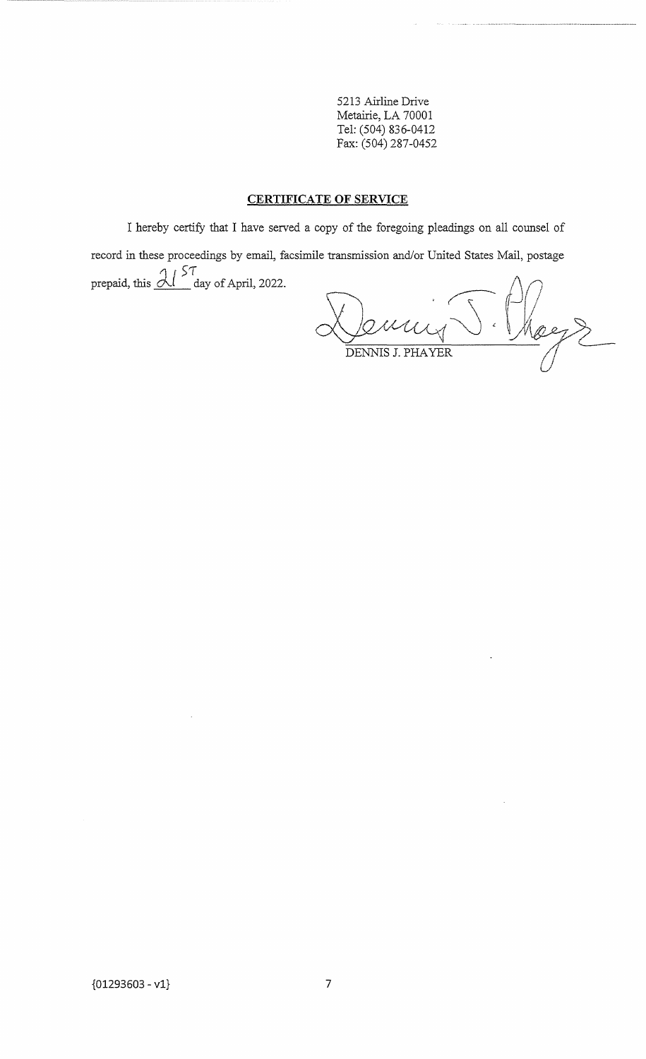5213 Airline Drive
Metairie, LA 70001
Tel: (504) 836-0412
Fax: (504) 287-0452

**CERTIFICATE OF SERVICE**

I hereby certify that I have served a copy of the foregoing pleadings on all counsel of record in these proceedings by email, facsimile transmission and/or United States Mail, postage prepaid, this 21ST day of April, 2022.

DENNIS J. PHAYER

{01293603 - v1}